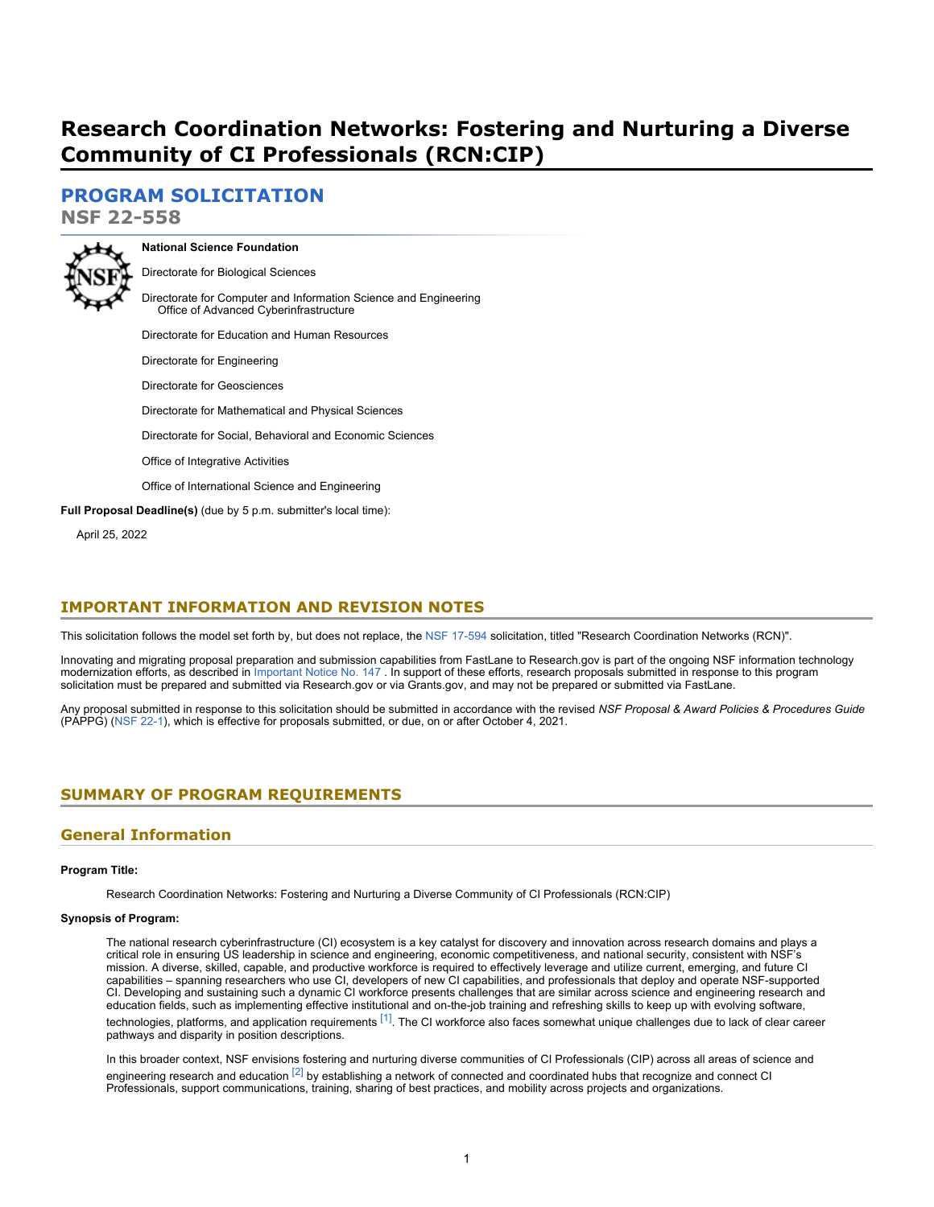# Research Coordination Networks: Fostering and Nurturing a Diverse Community of CI Professionals (RCN:CIP)

## PROGRAM SOLICITATION

**NSF 22-558**

**National Science Foundation**

Directorate for Biological Sciences

Directorate for Computer and Information Science and Engineering
    Office of Advanced Cyberinfrastructure

Directorate for Education and Human Resources

Directorate for Engineering

Directorate for Geosciences

Directorate for Mathematical and Physical Sciences

Directorate for Social, Behavioral and Economic Sciences

Office of Integrative Activities

Office of International Science and Engineering

**Full Proposal Deadline(s)** (due by 5 p.m. submitter's local time):

April 25, 2022

## IMPORTANT INFORMATION AND REVISION NOTES

This solicitation follows the model set forth by, but does not replace, the NSF 17-594 solicitation, titled "Research Coordination Networks (RCN)".

Innovating and migrating proposal preparation and submission capabilities from FastLane to Research.gov is part of the ongoing NSF information technology modernization efforts, as described in Important Notice No. 147 . In support of these efforts, research proposals submitted in response to this program solicitation must be prepared and submitted via Research.gov or via Grants.gov, and may not be prepared or submitted via FastLane.

Any proposal submitted in response to this solicitation should be submitted in accordance with the revised *NSF Proposal & Award Policies & Procedures Guide* (PAPPG) (NSF 22-1), which is effective for proposals submitted, or due, on or after October 4, 2021.

## SUMMARY OF PROGRAM REQUIREMENTS

### General Information

**Program Title:**

Research Coordination Networks: Fostering and Nurturing a Diverse Community of CI Professionals (RCN:CIP)

**Synopsis of Program:**

The national research cyberinfrastructure (CI) ecosystem is a key catalyst for discovery and innovation across research domains and plays a critical role in ensuring US leadership in science and engineering, economic competitiveness, and national security, consistent with NSF's mission. A diverse, skilled, capable, and productive workforce is required to effectively leverage and utilize current, emerging, and future CI capabilities – spanning researchers who use CI, developers of new CI capabilities, and professionals that deploy and operate NSF-supported CI. Developing and sustaining such a dynamic CI workforce presents challenges that are similar across science and engineering research and education fields, such as implementing effective institutional and on-the-job training and refreshing skills to keep up with evolving software, technologies, platforms, and application requirements [1]. The CI workforce also faces somewhat unique challenges due to lack of clear career pathways and disparity in position descriptions.

In this broader context, NSF envisions fostering and nurturing diverse communities of CI Professionals (CIP) across all areas of science and engineering research and education [2] by establishing a network of connected and coordinated hubs that recognize and connect CI Professionals, support communications, training, sharing of best practices, and mobility across projects and organizations.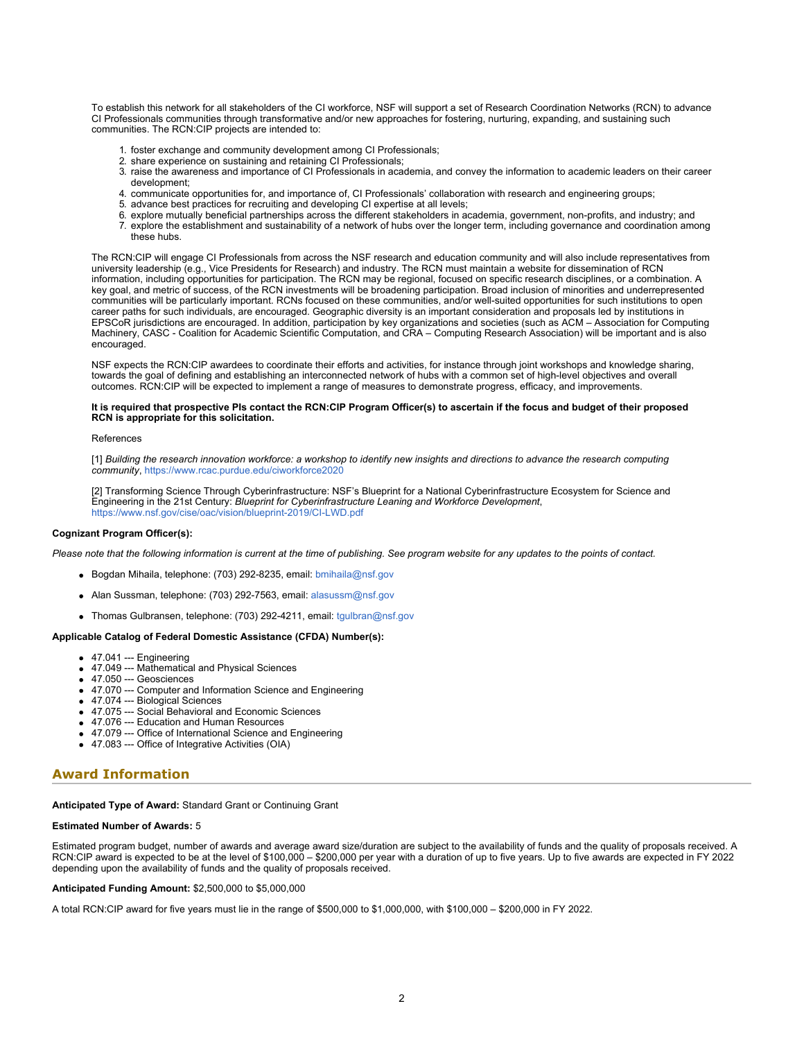To establish this network for all stakeholders of the CI workforce, NSF will support a set of Research Coordination Networks (RCN) to advance CI Professionals communities through transformative and/or new approaches for fostering, nurturing, expanding, and sustaining such communities. The RCN:CIP projects are intended to:

1. foster exchange and community development among CI Professionals;
2. share experience on sustaining and retaining CI Professionals;
3. raise the awareness and importance of CI Professionals in academia, and convey the information to academic leaders on their career development;
4. communicate opportunities for, and importance of, CI Professionals' collaboration with research and engineering groups;
5. advance best practices for recruiting and developing CI expertise at all levels;
6. explore mutually beneficial partnerships across the different stakeholders in academia, government, non-profits, and industry; and
7. explore the establishment and sustainability of a network of hubs over the longer term, including governance and coordination among these hubs.

The RCN:CIP will engage CI Professionals from across the NSF research and education community and will also include representatives from university leadership (e.g., Vice Presidents for Research) and industry. The RCN must maintain a website for dissemination of RCN information, including opportunities for participation. The RCN may be regional, focused on specific research disciplines, or a combination. A key goal, and metric of success, of the RCN investments will be broadening participation. Broad inclusion of minorities and underrepresented communities will be particularly important. RCNs focused on these communities, and/or well-suited opportunities for such institutions to open career paths for such individuals, are encouraged. Geographic diversity is an important consideration and proposals led by institutions in EPSCoR jurisdictions are encouraged. In addition, participation by key organizations and societies (such as ACM – Association for Computing Machinery, CASC - Coalition for Academic Scientific Computation, and CRA – Computing Research Association) will be important and is also encouraged.

NSF expects the RCN:CIP awardees to coordinate their efforts and activities, for instance through joint workshops and knowledge sharing, towards the goal of defining and establishing an interconnected network of hubs with a common set of high-level objectives and overall outcomes. RCN:CIP will be expected to implement a range of measures to demonstrate progress, efficacy, and improvements.

**It is required that prospective PIs contact the RCN:CIP Program Officer(s) to ascertain if the focus and budget of their proposed RCN is appropriate for this solicitation.**

References

[1] *Building the research innovation workforce: a workshop to identify new insights and directions to advance the research computing community*, https://www.rcac.purdue.edu/ciworkforce2020

[2] Transforming Science Through Cyberinfrastructure: NSF's Blueprint for a National Cyberinfrastructure Ecosystem for Science and Engineering in the 21st Century: *Blueprint for Cyberinfrastructure Leaning and Workforce Development*, https://www.nsf.gov/cise/oac/vision/blueprint-2019/CI-LWD.pdf

**Cognizant Program Officer(s):**

*Please note that the following information is current at the time of publishing. See program website for any updates to the points of contact.*

- Bogdan Mihaila, telephone: (703) 292-8235, email: bmihaila@nsf.gov
- Alan Sussman, telephone: (703) 292-7563, email: alasussm@nsf.gov
- Thomas Gulbransen, telephone: (703) 292-4211, email: tgulbran@nsf.gov

**Applicable Catalog of Federal Domestic Assistance (CFDA) Number(s):**

- 47.041 --- Engineering
- 47.049 --- Mathematical and Physical Sciences
- 47.050 --- Geosciences
- 47.070 --- Computer and Information Science and Engineering
- 47.074 --- Biological Sciences
- 47.075 --- Social Behavioral and Economic Sciences
- 47.076 --- Education and Human Resources
- 47.079 --- Office of International Science and Engineering
- 47.083 --- Office of Integrative Activities (OIA)

## Award Information

**Anticipated Type of Award:** Standard Grant or Continuing Grant

**Estimated Number of Awards:** 5

Estimated program budget, number of awards and average award size/duration are subject to the availability of funds and the quality of proposals received. A RCN:CIP award is expected to be at the level of $100,000 – $200,000 per year with a duration of up to five years. Up to five awards are expected in FY 2022 depending upon the availability of funds and the quality of proposals received.

**Anticipated Funding Amount:** $2,500,000 to $5,000,000

A total RCN:CIP award for five years must lie in the range of $500,000 to $1,000,000, with $100,000 – $200,000 in FY 2022.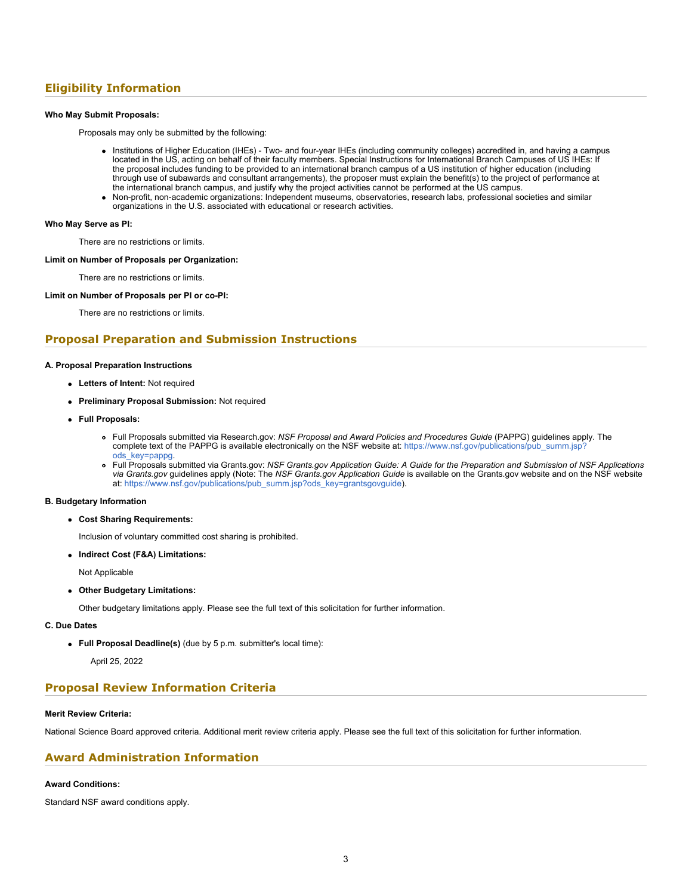## Eligibility Information

**Who May Submit Proposals:**

Proposals may only be submitted by the following:

- Institutions of Higher Education (IHEs) - Two- and four-year IHEs (including community colleges) accredited in, and having a campus located in the US, acting on behalf of their faculty members. Special Instructions for International Branch Campuses of US IHEs: If the proposal includes funding to be provided to an international branch campus of a US institution of higher education (including through use of subawards and consultant arrangements), the proposer must explain the benefit(s) to the project of performance at the international branch campus, and justify why the project activities cannot be performed at the US campus.
- Non-profit, non-academic organizations: Independent museums, observatories, research labs, professional societies and similar organizations in the U.S. associated with educational or research activities.

**Who May Serve as PI:**

There are no restrictions or limits.

**Limit on Number of Proposals per Organization:**

There are no restrictions or limits.

**Limit on Number of Proposals per PI or co-PI:**

There are no restrictions or limits.

## Proposal Preparation and Submission Instructions

**A. Proposal Preparation Instructions**

- **Letters of Intent:** Not required
- **Preliminary Proposal Submission:** Not required
- **Full Proposals:**
  - Full Proposals submitted via Research.gov: *NSF Proposal and Award Policies and Procedures Guide* (PAPPG) guidelines apply. The complete text of the PAPPG is available electronically on the NSF website at: https://www.nsf.gov/publications/pub_summ.jsp?ods_key=pappg.
  - Full Proposals submitted via Grants.gov: *NSF Grants.gov Application Guide: A Guide for the Preparation and Submission of NSF Applications via Grants.gov* guidelines apply (Note: The *NSF Grants.gov Application Guide* is available on the Grants.gov website and on the NSF website at: https://www.nsf.gov/publications/pub_summ.jsp?ods_key=grantsgovguide).

**B. Budgetary Information**

- **Cost Sharing Requirements:**

  Inclusion of voluntary committed cost sharing is prohibited.

- **Indirect Cost (F&A) Limitations:**

  Not Applicable

- **Other Budgetary Limitations:**

  Other budgetary limitations apply. Please see the full text of this solicitation for further information.

**C. Due Dates**

- **Full Proposal Deadline(s)** (due by 5 p.m. submitter's local time):

  April 25, 2022

## Proposal Review Information Criteria

**Merit Review Criteria:**

National Science Board approved criteria. Additional merit review criteria apply. Please see the full text of this solicitation for further information.

## Award Administration Information

**Award Conditions:**

Standard NSF award conditions apply.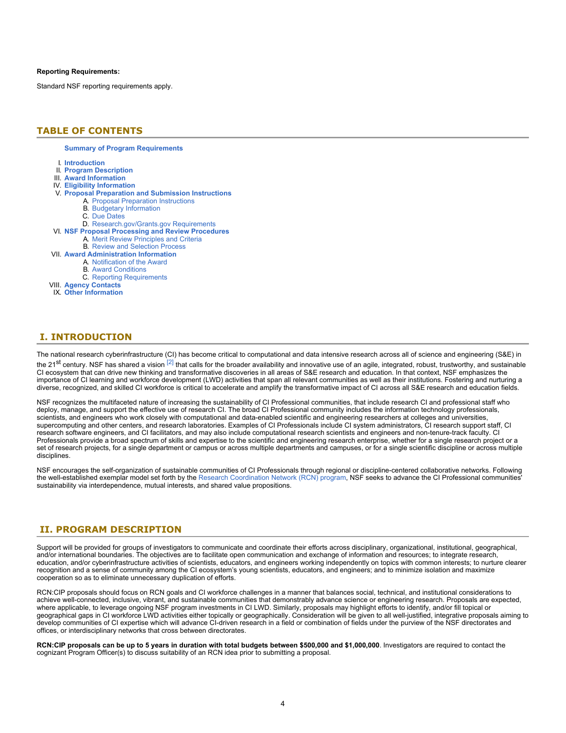**Reporting Requirements:**

Standard NSF reporting requirements apply.

## TABLE OF CONTENTS

**Summary of Program Requirements**

I. **Introduction**

II. **Program Description**

III. **Award Information**

IV. **Eligibility Information**

V. **Proposal Preparation and Submission Instructions**
   - A. Proposal Preparation Instructions
   - B. Budgetary Information
   - C. Due Dates
   - D. Research.gov/Grants.gov Requirements

VI. **NSF Proposal Processing and Review Procedures**
   - A. Merit Review Principles and Criteria
   - B. Review and Selection Process

VII. **Award Administration Information**
   - A. Notification of the Award
   - B. Award Conditions
   - C. Reporting Requirements

VIII. **Agency Contacts**

IX. **Other Information**

## I. INTRODUCTION

The national research cyberinfrastructure (CI) has become critical to computational and data intensive research across all of science and engineering (S&E) in the 21st century. NSF has shared a vision [2] that calls for the broader availability and innovative use of an agile, integrated, robust, trustworthy, and sustainable CI ecosystem that can drive new thinking and transformative discoveries in all areas of S&E research and education. In that context, NSF emphasizes the importance of CI learning and workforce development (LWD) activities that span all relevant communities as well as their institutions. Fostering and nurturing a diverse, recognized, and skilled CI workforce is critical to accelerate and amplify the transformative impact of CI across all S&E research and education fields.

NSF recognizes the multifaceted nature of increasing the sustainability of CI Professional communities, that include research CI and professional staff who deploy, manage, and support the effective use of research CI. The broad CI Professional community includes the information technology professionals, scientists, and engineers who work closely with computational and data-enabled scientific and engineering researchers at colleges and universities, supercomputing and other centers, and research laboratories. Examples of CI Professionals include CI system administrators, CI research support staff, CI research software engineers, and CI facilitators, and may also include computational research scientists and engineers and non-tenure-track faculty. CI Professionals provide a broad spectrum of skills and expertise to the scientific and engineering research enterprise, whether for a single research project or a set of research projects, for a single department or campus or across multiple departments and campuses, or for a single scientific discipline or across multiple disciplines.

NSF encourages the self-organization of sustainable communities of CI Professionals through regional or discipline-centered collaborative networks. Following the well-established exemplar model set forth by the Research Coordination Network (RCN) program, NSF seeks to advance the CI Professional communities' sustainability via interdependence, mutual interests, and shared value propositions.

## II. PROGRAM DESCRIPTION

Support will be provided for groups of investigators to communicate and coordinate their efforts across disciplinary, organizational, institutional, geographical, and/or international boundaries. The objectives are to facilitate open communication and exchange of information and resources; to integrate research, education, and/or cyberinfrastructure activities of scientists, educators, and engineers working independently on topics with common interests; to nurture clearer recognition and a sense of community among the CI ecosystem's young scientists, educators, and engineers; and to minimize isolation and maximize cooperation so as to eliminate unnecessary duplication of efforts.

RCN:CIP proposals should focus on RCN goals and CI workforce challenges in a manner that balances social, technical, and institutional considerations to achieve well-connected, inclusive, vibrant, and sustainable communities that demonstrably advance science or engineering research. Proposals are expected, where applicable, to leverage ongoing NSF program investments in CI LWD. Similarly, proposals may highlight efforts to identify, and/or fill topical or geographical gaps in CI workforce LWD activities either topically or geographically. Consideration will be given to all well-justified, integrative proposals aiming to develop communities of CI expertise which will advance CI-driven research in a field or combination of fields under the purview of the NSF directorates and offices, or interdisciplinary networks that cross between directorates.

**RCN:CIP proposals can be up to 5 years in duration with total budgets between $500,000 and $1,000,000**. Investigators are required to contact the cognizant Program Officer(s) to discuss suitability of an RCN idea prior to submitting a proposal.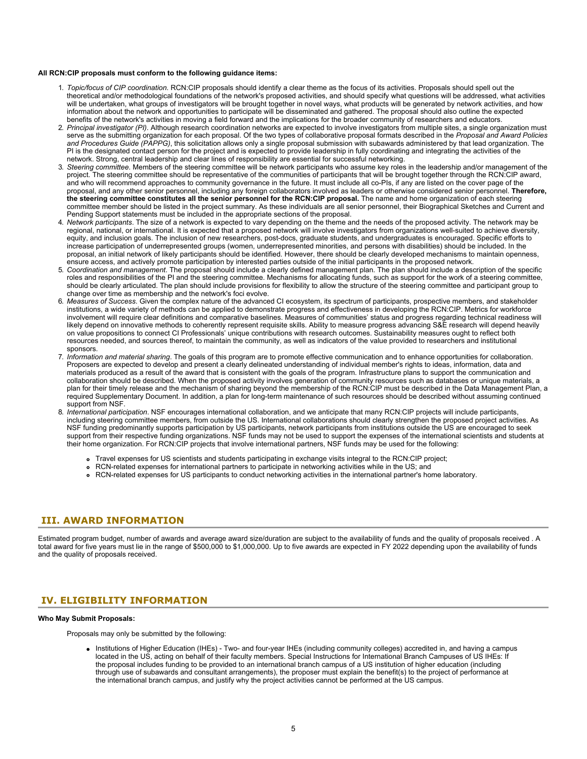**All RCN:CIP proposals must conform to the following guidance items:**

1. *Topic/focus of CIP coordination*. RCN:CIP proposals should identify a clear theme as the focus of its activities. Proposals should spell out the theoretical and/or methodological foundations of the network's proposed activities, and should specify what questions will be addressed, what activities will be undertaken, what groups of investigators will be brought together in novel ways, what products will be generated by network activities, and how information about the network and opportunities to participate will be disseminated and gathered. The proposal should also outline the expected benefits of the network's activities in moving a field forward and the implications for the broader community of researchers and educators.
2. *Principal investigator (PI)*. Although research coordination networks are expected to involve investigators from multiple sites, a single organization must serve as the submitting organization for each proposal. Of the two types of collaborative proposal formats described in the *Proposal and Award Policies and Procedures Guide (PAPPG)*, this solicitation allows only a single proposal submission with subawards administered by that lead organization. The PI is the designated contact person for the project and is expected to provide leadership in fully coordinating and integrating the activities of the network. Strong, central leadership and clear lines of responsibility are essential for successful networking.
3. *Steering committee*. Members of the steering committee will be network participants who assume key roles in the leadership and/or management of the project. The steering committee should be representative of the communities of participants that will be brought together through the RCN:CIP award, and who will recommend approaches to community governance in the future. It must include all co-PIs, if any are listed on the cover page of the proposal, and any other senior personnel, including any foreign collaborators involved as leaders or otherwise considered senior personnel. **Therefore, the steering committee constitutes all the senior personnel for the RCN:CIP proposal.** The name and home organization of each steering committee member should be listed in the project summary. As these individuals are all senior personnel, their Biographical Sketches and Current and Pending Support statements must be included in the appropriate sections of the proposal.
4. *Network participants*. The size of a network is expected to vary depending on the theme and the needs of the proposed activity. The network may be regional, national, or international. It is expected that a proposed network will involve investigators from organizations well-suited to achieve diversity, equity, and inclusion goals. The inclusion of new researchers, post-docs, graduate students, and undergraduates is encouraged. Specific efforts to increase participation of underrepresented groups (women, underrepresented minorities, and persons with disabilities) should be included. In the proposal, an initial network of likely participants should be identified. However, there should be clearly developed mechanisms to maintain openness, ensure access, and actively promote participation by interested parties outside of the initial participants in the proposed network.
5. *Coordination and management*. The proposal should include a clearly defined management plan. The plan should include a description of the specific roles and responsibilities of the PI and the steering committee. Mechanisms for allocating funds, such as support for the work of a steering committee, should be clearly articulated. The plan should include provisions for flexibility to allow the structure of the steering committee and participant group to change over time as membership and the network's foci evolve.
6. *Measures of Success*. Given the complex nature of the advanced CI ecosystem, its spectrum of participants, prospective members, and stakeholder institutions, a wide variety of methods can be applied to demonstrate progress and effectiveness in developing the RCN:CIP. Metrics for workforce involvement will require clear definitions and comparative baselines. Measures of communities' status and progress regarding technical readiness will likely depend on innovative methods to coherently represent requisite skills. Ability to measure progress advancing S&E research will depend heavily on value propositions to connect CI Professionals' unique contributions with research outcomes. Sustainability measures ought to reflect both resources needed, and sources thereof, to maintain the community, as well as indicators of the value provided to researchers and institutional sponsors.
7. *Information and material sharing*. The goals of this program are to promote effective communication and to enhance opportunities for collaboration. Proposers are expected to develop and present a clearly delineated understanding of individual member's rights to ideas, information, data and materials produced as a result of the award that is consistent with the goals of the program. Infrastructure plans to support the communication and collaboration should be described. When the proposed activity involves generation of community resources such as databases or unique materials, a plan for their timely release and the mechanism of sharing beyond the membership of the RCN:CIP must be described in the Data Management Plan, a required Supplementary Document. In addition, a plan for long-term maintenance of such resources should be described without assuming continued support from NSF.
8. *International participation*. NSF encourages international collaboration, and we anticipate that many RCN:CIP projects will include participants, including steering committee members, from outside the US. International collaborations should clearly strengthen the proposed project activities. As NSF funding predominantly supports participation by US participants, network participants from institutions outside the US are encouraged to seek support from their respective funding organizations. NSF funds may not be used to support the expenses of the international scientists and students at their home organization. For RCN:CIP projects that involve international partners, NSF funds may be used for the following:
    - Travel expenses for US scientists and students participating in exchange visits integral to the RCN:CIP project;
    - RCN-related expenses for international partners to participate in networking activities while in the US; and
    - RCN-related expenses for US participants to conduct networking activities in the international partner's home laboratory.

## III. AWARD INFORMATION

Estimated program budget, number of awards and average award size/duration are subject to the availability of funds and the quality of proposals received . A total award for five years must lie in the range of $500,000 to $1,000,000. Up to five awards are expected in FY 2022 depending upon the availability of funds and the quality of proposals received.

## IV. ELIGIBILITY INFORMATION

**Who May Submit Proposals:**

Proposals may only be submitted by the following:

- Institutions of Higher Education (IHEs) - Two- and four-year IHEs (including community colleges) accredited in, and having a campus located in the US, acting on behalf of their faculty members. Special Instructions for International Branch Campuses of US IHEs: If the proposal includes funding to be provided to an international branch campus of a US institution of higher education (including through use of subawards and consultant arrangements), the proposer must explain the benefit(s) to the project of performance at the international branch campus, and justify why the project activities cannot be performed at the US campus.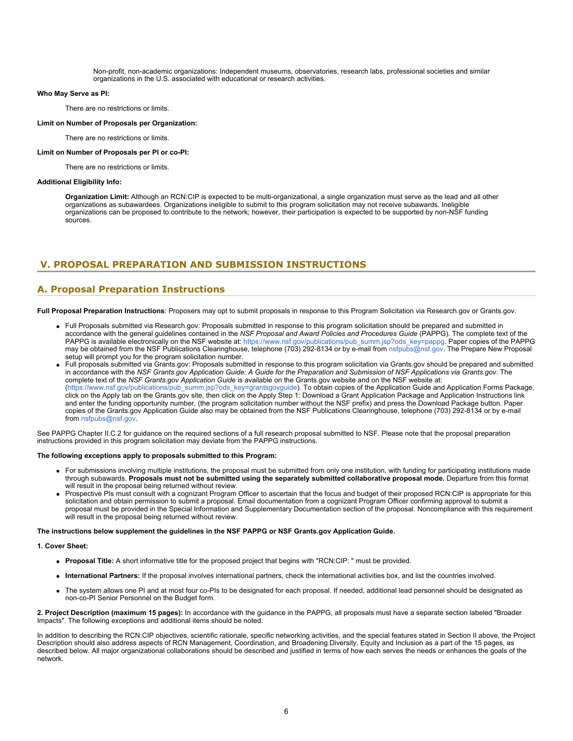Non-profit, non-academic organizations: Independent museums, observatories, research labs, professional societies and similar organizations in the U.S. associated with educational or research activities.

**Who May Serve as PI:**

There are no restrictions or limits.

**Limit on Number of Proposals per Organization:**

There are no restrictions or limits.

**Limit on Number of Proposals per PI or co-PI:**

There are no restrictions or limits.

**Additional Eligibility Info:**

**Organization Limit:** Although an RCN:CIP is expected to be multi-organizational, a single organization must serve as the lead and all other organizations as subawardees. Organizations ineligible to submit to this program solicitation may not receive subawards. Ineligible organizations can be proposed to contribute to the network; however, their participation is expected to be supported by non-NSF funding sources.

# V. PROPOSAL PREPARATION AND SUBMISSION INSTRUCTIONS

## A. Proposal Preparation Instructions

**Full Proposal Preparation Instructions**: Proposers may opt to submit proposals in response to this Program Solicitation via Research.gov or Grants.gov.

- Full Proposals submitted via Research.gov: Proposals submitted in response to this program solicitation should be prepared and submitted in accordance with the general guidelines contained in the *NSF Proposal and Award Policies and Procedures Guide* (PAPPG). The complete text of the PAPPG is available electronically on the NSF website at: https://www.nsf.gov/publications/pub_summ.jsp?ods_key=pappg. Paper copies of the PAPPG may be obtained from the NSF Publications Clearinghouse, telephone (703) 292-8134 or by e-mail from nsfpubs@nsf.gov. The Prepare New Proposal setup will prompt you for the program solicitation number.
- Full proposals submitted via Grants.gov: Proposals submitted in response to this program solicitation via Grants.gov should be prepared and submitted in accordance with the *NSF Grants.gov Application Guide: A Guide for the Preparation and Submission of NSF Applications via Grants.gov*. The complete text of the *NSF Grants.gov Application Guide* is available on the Grants.gov website and on the NSF website at: (https://www.nsf.gov/publications/pub_summ.jsp?ods_key=grantsgovguide). To obtain copies of the Application Guide and Application Forms Package, click on the Apply tab on the Grants.gov site, then click on the Apply Step 1: Download a Grant Application Package and Application Instructions link and enter the funding opportunity number, (the program solicitation number without the NSF prefix) and press the Download Package button. Paper copies of the Grants.gov Application Guide also may be obtained from the NSF Publications Clearinghouse, telephone (703) 292-8134 or by e-mail from nsfpubs@nsf.gov.

See PAPPG Chapter II.C.2 for guidance on the required sections of a full research proposal submitted to NSF. Please note that the proposal preparation instructions provided in this program solicitation may deviate from the PAPPG instructions.

**The following exceptions apply to proposals submitted to this Program:**

- For submissions involving multiple institutions, the proposal must be submitted from only one institution, with funding for participating institutions made through subawards. **Proposals must not be submitted using the separately submitted collaborative proposal mode.** Departure from this format will result in the proposal being returned without review.
- Prospective PIs must consult with a cognizant Program Officer to ascertain that the focus and budget of their proposed RCN:CIP is appropriate for this solicitation and obtain permission to submit a proposal. Email documentation from a cognizant Program Officer confirming approval to submit a proposal must be provided in the Special Information and Supplementary Documentation section of the proposal. Noncompliance with this requirement will result in the proposal being returned without review.

**The instructions below supplement the guidelines in the NSF PAPPG or NSF Grants.gov Application Guide.**

**1. Cover Sheet:**

- **Proposal Title:** A short informative title for the proposed project that begins with "RCN:CIP: " must be provided.
- **International Partners:** If the proposal involves international partners, check the international activities box, and list the countries involved.
- The system allows one PI and at most four co-PIs to be designated for each proposal. If needed, additional lead personnel should be designated as non-co-PI Senior Personnel on the Budget form.

**2. Project Description (maximum 15 pages):** In accordance with the guidance in the PAPPG, all proposals must have a separate section labeled "Broader Impacts". The following exceptions and additional items should be noted.

In addition to describing the RCN:CIP objectives, scientific rationale, specific networking activities, and the special features stated in Section II above, the Project Description should also address aspects of RCN Management, Coordination, and Broadening Diversity, Equity and Inclusion as a part of the 15 pages, as described below. All major organizational collaborations should be described and justified in terms of how each serves the needs or enhances the goals of the network.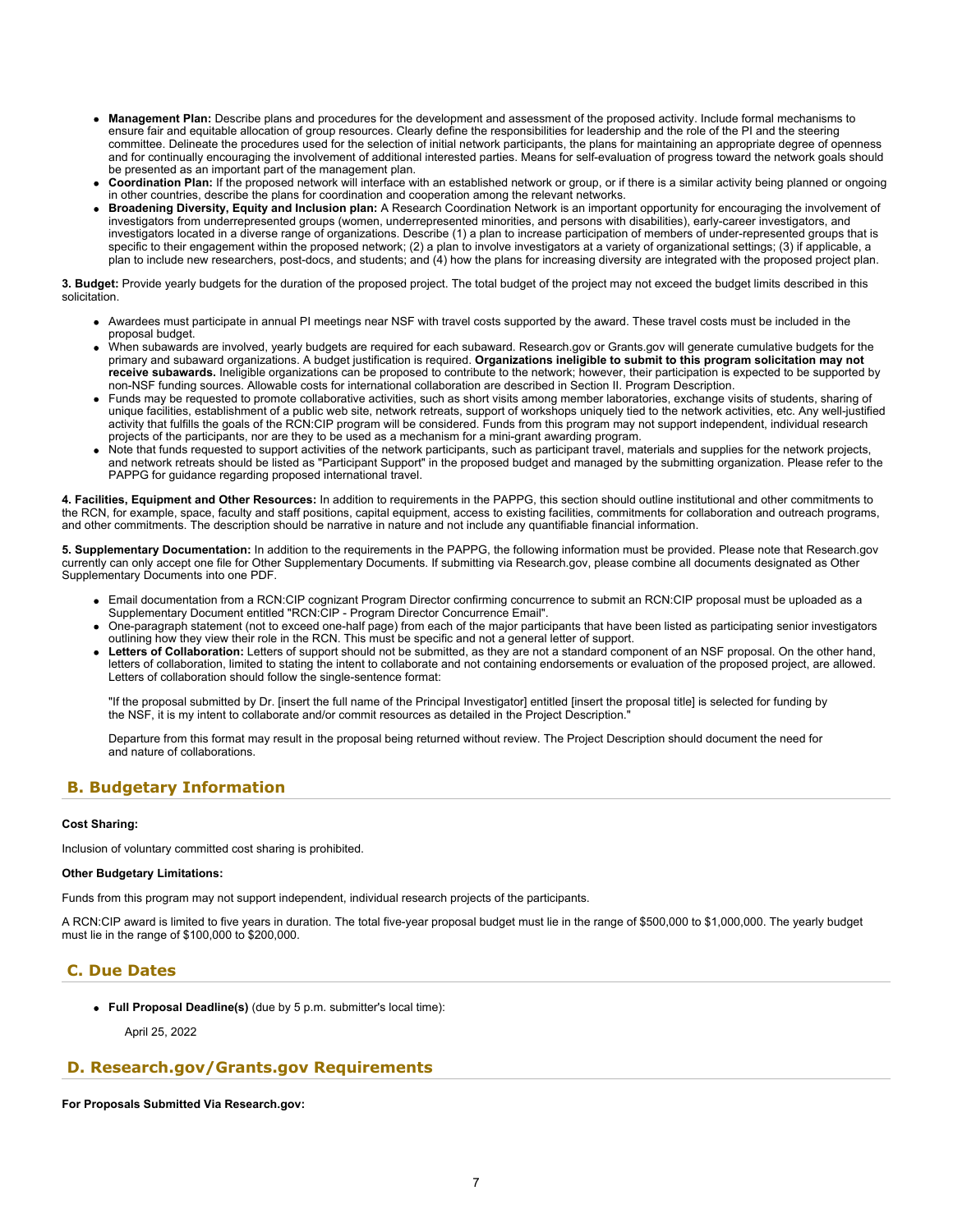- **Management Plan:** Describe plans and procedures for the development and assessment of the proposed activity. Include formal mechanisms to ensure fair and equitable allocation of group resources. Clearly define the responsibilities for leadership and the role of the PI and the steering committee. Delineate the procedures used for the selection of initial network participants, the plans for maintaining an appropriate degree of openness and for continually encouraging the involvement of additional interested parties. Means for self-evaluation of progress toward the network goals should be presented as an important part of the management plan.
- **Coordination Plan:** If the proposed network will interface with an established network or group, or if there is a similar activity being planned or ongoing in other countries, describe the plans for coordination and cooperation among the relevant networks.
- **Broadening Diversity, Equity and Inclusion plan:** A Research Coordination Network is an important opportunity for encouraging the involvement of investigators from underrepresented groups (women, underrepresented minorities, and persons with disabilities), early-career investigators, and investigators located in a diverse range of organizations. Describe (1) a plan to increase participation of members of under-represented groups that is specific to their engagement within the proposed network; (2) a plan to involve investigators at a variety of organizational settings; (3) if applicable, a plan to include new researchers, post-docs, and students; and (4) how the plans for increasing diversity are integrated with the proposed project plan.

**3. Budget:** Provide yearly budgets for the duration of the proposed project. The total budget of the project may not exceed the budget limits described in this solicitation.

- Awardees must participate in annual PI meetings near NSF with travel costs supported by the award. These travel costs must be included in the proposal budget.
- When subawards are involved, yearly budgets are required for each subaward. Research.gov or Grants.gov will generate cumulative budgets for the primary and subaward organizations. A budget justification is required. **Organizations ineligible to submit to this program solicitation may not receive subawards.** Ineligible organizations can be proposed to contribute to the network; however, their participation is expected to be supported by non-NSF funding sources. Allowable costs for international collaboration are described in Section II. Program Description.
- Funds may be requested to promote collaborative activities, such as short visits among member laboratories, exchange visits of students, sharing of unique facilities, establishment of a public web site, network retreats, support of workshops uniquely tied to the network activities, etc. Any well-justified activity that fulfills the goals of the RCN:CIP program will be considered. Funds from this program may not support independent, individual research projects of the participants, nor are they to be used as a mechanism for a mini-grant awarding program.
- Note that funds requested to support activities of the network participants, such as participant travel, materials and supplies for the network projects, and network retreats should be listed as "Participant Support" in the proposed budget and managed by the submitting organization. Please refer to the PAPPG for guidance regarding proposed international travel.

**4. Facilities, Equipment and Other Resources:** In addition to requirements in the PAPPG, this section should outline institutional and other commitments to the RCN, for example, space, faculty and staff positions, capital equipment, access to existing facilities, commitments for collaboration and outreach programs, and other commitments. The description should be narrative in nature and not include any quantifiable financial information.

**5. Supplementary Documentation:** In addition to the requirements in the PAPPG, the following information must be provided. Please note that Research.gov currently can only accept one file for Other Supplementary Documents. If submitting via Research.gov, please combine all documents designated as Other Supplementary Documents into one PDF.

- Email documentation from a RCN:CIP cognizant Program Director confirming concurrence to submit an RCN:CIP proposal must be uploaded as a Supplementary Document entitled "RCN:CIP - Program Director Concurrence Email".
- One-paragraph statement (not to exceed one-half page) from each of the major participants that have been listed as participating senior investigators outlining how they view their role in the RCN. This must be specific and not a general letter of support.
- **Letters of Collaboration:** Letters of support should not be submitted, as they are not a standard component of an NSF proposal. On the other hand, letters of collaboration, limited to stating the intent to collaborate and not containing endorsements or evaluation of the proposed project, are allowed. Letters of collaboration should follow the single-sentence format:

  "If the proposal submitted by Dr. [insert the full name of the Principal Investigator] entitled [insert the proposal title] is selected for funding by the NSF, it is my intent to collaborate and/or commit resources as detailed in the Project Description."

  Departure from this format may result in the proposal being returned without review. The Project Description should document the need for and nature of collaborations.

## B. Budgetary Information

**Cost Sharing:**

Inclusion of voluntary committed cost sharing is prohibited.

**Other Budgetary Limitations:**

Funds from this program may not support independent, individual research projects of the participants.

A RCN:CIP award is limited to five years in duration. The total five-year proposal budget must lie in the range of $500,000 to $1,000,000. The yearly budget must lie in the range of $100,000 to $200,000.

## C. Due Dates

- **Full Proposal Deadline(s)** (due by 5 p.m. submitter's local time):

  April 25, 2022

## D. Research.gov/Grants.gov Requirements

**For Proposals Submitted Via Research.gov:**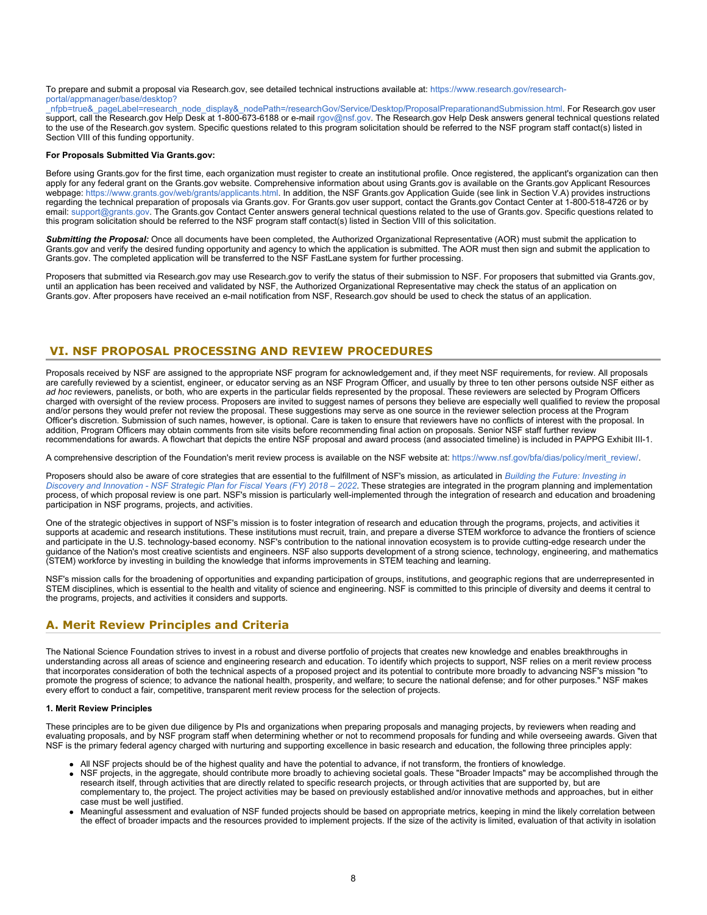To prepare and submit a proposal via Research.gov, see detailed technical instructions available at: https://www.research.gov/research-portal/appmanager/base/desktop?_nfpb=true&_pageLabel=research_node_display&_nodePath=/researchGov/Service/Desktop/ProposalPreparationandSubmission.html. For Research.gov user support, call the Research.gov Help Desk at 1-800-673-6188 or e-mail rgov@nsf.gov. The Research.gov Help Desk answers general technical questions related to the use of the Research.gov system. Specific questions related to this program solicitation should be referred to the NSF program staff contact(s) listed in Section VIII of this funding opportunity.

**For Proposals Submitted Via Grants.gov:**

Before using Grants.gov for the first time, each organization must register to create an institutional profile. Once registered, the applicant's organization can then apply for any federal grant on the Grants.gov website. Comprehensive information about using Grants.gov is available on the Grants.gov Applicant Resources webpage: https://www.grants.gov/web/grants/applicants.html. In addition, the NSF Grants.gov Application Guide (see link in Section V.A) provides instructions regarding the technical preparation of proposals via Grants.gov. For Grants.gov user support, contact the Grants.gov Contact Center at 1-800-518-4726 or by email: support@grants.gov. The Grants.gov Contact Center answers general technical questions related to the use of Grants.gov. Specific questions related to this program solicitation should be referred to the NSF program staff contact(s) listed in Section VIII of this solicitation.

***Submitting the Proposal:*** Once all documents have been completed, the Authorized Organizational Representative (AOR) must submit the application to Grants.gov and verify the desired funding opportunity and agency to which the application is submitted. The AOR must then sign and submit the application to Grants.gov. The completed application will be transferred to the NSF FastLane system for further processing.

Proposers that submitted via Research.gov may use Research.gov to verify the status of their submission to NSF. For proposers that submitted via Grants.gov, until an application has been received and validated by NSF, the Authorized Organizational Representative may check the status of an application on Grants.gov. After proposers have received an e-mail notification from NSF, Research.gov should be used to check the status of an application.

## VI. NSF PROPOSAL PROCESSING AND REVIEW PROCEDURES

Proposals received by NSF are assigned to the appropriate NSF program for acknowledgement and, if they meet NSF requirements, for review. All proposals are carefully reviewed by a scientist, engineer, or educator serving as an NSF Program Officer, and usually by three to ten other persons outside NSF either as *ad hoc* reviewers, panelists, or both, who are experts in the particular fields represented by the proposal. These reviewers are selected by Program Officers charged with oversight of the review process. Proposers are invited to suggest names of persons they believe are especially well qualified to review the proposal and/or persons they would prefer not review the proposal. These suggestions may serve as one source in the reviewer selection process at the Program Officer's discretion. Submission of such names, however, is optional. Care is taken to ensure that reviewers have no conflicts of interest with the proposal. In addition, Program Officers may obtain comments from site visits before recommending final action on proposals. Senior NSF staff further review recommendations for awards. A flowchart that depicts the entire NSF proposal and award process (and associated timeline) is included in PAPPG Exhibit III-1.

A comprehensive description of the Foundation's merit review process is available on the NSF website at: https://www.nsf.gov/bfa/dias/policy/merit_review/.

Proposers should also be aware of core strategies that are essential to the fulfillment of NSF's mission, as articulated in *Building the Future: Investing in Discovery and Innovation - NSF Strategic Plan for Fiscal Years (FY) 2018 – 2022*. These strategies are integrated in the program planning and implementation process, of which proposal review is one part. NSF's mission is particularly well-implemented through the integration of research and education and broadening participation in NSF programs, projects, and activities.

One of the strategic objectives in support of NSF's mission is to foster integration of research and education through the programs, projects, and activities it supports at academic and research institutions. These institutions must recruit, train, and prepare a diverse STEM workforce to advance the frontiers of science and participate in the U.S. technology-based economy. NSF's contribution to the national innovation ecosystem is to provide cutting-edge research under the guidance of the Nation's most creative scientists and engineers. NSF also supports development of a strong science, technology, engineering, and mathematics (STEM) workforce by investing in building the knowledge that informs improvements in STEM teaching and learning.

NSF's mission calls for the broadening of opportunities and expanding participation of groups, institutions, and geographic regions that are underrepresented in STEM disciplines, which is essential to the health and vitality of science and engineering. NSF is committed to this principle of diversity and deems it central to the programs, projects, and activities it considers and supports.

### A. Merit Review Principles and Criteria

The National Science Foundation strives to invest in a robust and diverse portfolio of projects that creates new knowledge and enables breakthroughs in understanding across all areas of science and engineering research and education. To identify which projects to support, NSF relies on a merit review process that incorporates consideration of both the technical aspects of a proposed project and its potential to contribute more broadly to advancing NSF's mission "to promote the progress of science; to advance the national health, prosperity, and welfare; to secure the national defense; and for other purposes." NSF makes every effort to conduct a fair, competitive, transparent merit review process for the selection of projects.

**1. Merit Review Principles**

These principles are to be given due diligence by PIs and organizations when preparing proposals and managing projects, by reviewers when reading and evaluating proposals, and by NSF program staff when determining whether or not to recommend proposals for funding and while overseeing awards. Given that NSF is the primary federal agency charged with nurturing and supporting excellence in basic research and education, the following three principles apply:

- All NSF projects should be of the highest quality and have the potential to advance, if not transform, the frontiers of knowledge.
- NSF projects, in the aggregate, should contribute more broadly to achieving societal goals. These "Broader Impacts" may be accomplished through the research itself, through activities that are directly related to specific research projects, or through activities that are supported by, but are complementary to, the project. The project activities may be based on previously established and/or innovative methods and approaches, but in either case must be well justified.
- Meaningful assessment and evaluation of NSF funded projects should be based on appropriate metrics, keeping in mind the likely correlation between the effect of broader impacts and the resources provided to implement projects. If the size of the activity is limited, evaluation of that activity in isolation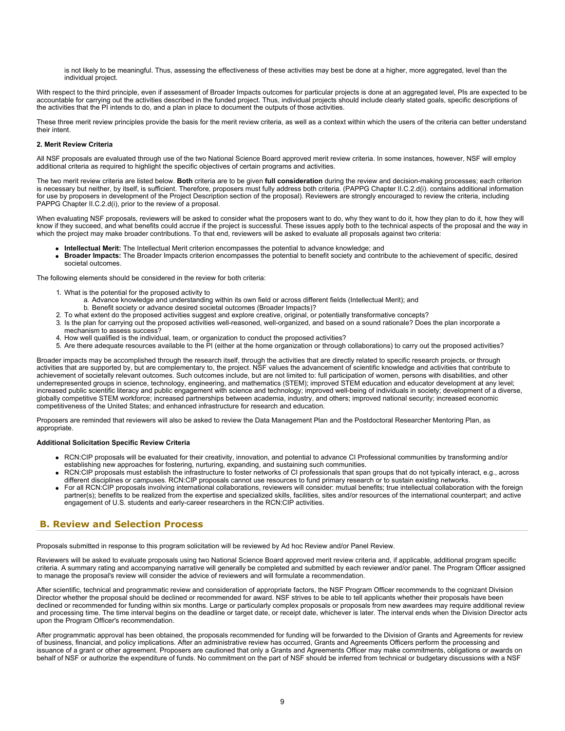is not likely to be meaningful. Thus, assessing the effectiveness of these activities may best be done at a higher, more aggregated, level than the individual project.

With respect to the third principle, even if assessment of Broader Impacts outcomes for particular projects is done at an aggregated level, PIs are expected to be accountable for carrying out the activities described in the funded project. Thus, individual projects should include clearly stated goals, specific descriptions of the activities that the PI intends to do, and a plan in place to document the outputs of those activities.

These three merit review principles provide the basis for the merit review criteria, as well as a context within which the users of the criteria can better understand their intent.

**2. Merit Review Criteria**

All NSF proposals are evaluated through use of the two National Science Board approved merit review criteria. In some instances, however, NSF will employ additional criteria as required to highlight the specific objectives of certain programs and activities.

The two merit review criteria are listed below. **Both** criteria are to be given **full consideration** during the review and decision-making processes; each criterion is necessary but neither, by itself, is sufficient. Therefore, proposers must fully address both criteria. (PAPPG Chapter II.C.2.d(i). contains additional information for use by proposers in development of the Project Description section of the proposal). Reviewers are strongly encouraged to review the criteria, including PAPPG Chapter II.C.2.d(i), prior to the review of a proposal.

When evaluating NSF proposals, reviewers will be asked to consider what the proposers want to do, why they want to do it, how they plan to do it, how they will know if they succeed, and what benefits could accrue if the project is successful. These issues apply both to the technical aspects of the proposal and the way in which the project may make broader contributions. To that end, reviewers will be asked to evaluate all proposals against two criteria:

- **Intellectual Merit:** The Intellectual Merit criterion encompasses the potential to advance knowledge; and
- **Broader Impacts:** The Broader Impacts criterion encompasses the potential to benefit society and contribute to the achievement of specific, desired societal outcomes.

The following elements should be considered in the review for both criteria:

1. What is the potential for the proposed activity to
   a. Advance knowledge and understanding within its own field or across different fields (Intellectual Merit); and
   b. Benefit society or advance desired societal outcomes (Broader Impacts)?
2. To what extent do the proposed activities suggest and explore creative, original, or potentially transformative concepts?
3. Is the plan for carrying out the proposed activities well-reasoned, well-organized, and based on a sound rationale? Does the plan incorporate a mechanism to assess success?
4. How well qualified is the individual, team, or organization to conduct the proposed activities?
5. Are there adequate resources available to the PI (either at the home organization or through collaborations) to carry out the proposed activities?

Broader impacts may be accomplished through the research itself, through the activities that are directly related to specific research projects, or through activities that are supported by, but are complementary to, the project. NSF values the advancement of scientific knowledge and activities that contribute to achievement of societally relevant outcomes. Such outcomes include, but are not limited to: full participation of women, persons with disabilities, and other underrepresented groups in science, technology, engineering, and mathematics (STEM); improved STEM education and educator development at any level; increased public scientific literacy and public engagement with science and technology; improved well-being of individuals in society; development of a diverse, globally competitive STEM workforce; increased partnerships between academia, industry, and others; improved national security; increased economic competitiveness of the United States; and enhanced infrastructure for research and education.

Proposers are reminded that reviewers will also be asked to review the Data Management Plan and the Postdoctoral Researcher Mentoring Plan, as appropriate.

**Additional Solicitation Specific Review Criteria**

- RCN:CIP proposals will be evaluated for their creativity, innovation, and potential to advance CI Professional communities by transforming and/or establishing new approaches for fostering, nurturing, expanding, and sustaining such communities.
- RCN:CIP proposals must establish the infrastructure to foster networks of CI professionals that span groups that do not typically interact, e.g., across different disciplines or campuses. RCN:CIP proposals cannot use resources to fund primary research or to sustain existing networks.
- For all RCN:CIP proposals involving international collaborations, reviewers will consider: mutual benefits; true intellectual collaboration with the foreign partner(s); benefits to be realized from the expertise and specialized skills, facilities, sites and/or resources of the international counterpart; and active engagement of U.S. students and early-career researchers in the RCN:CIP activities.

## B. Review and Selection Process

Proposals submitted in response to this program solicitation will be reviewed by Ad hoc Review and/or Panel Review.

Reviewers will be asked to evaluate proposals using two National Science Board approved merit review criteria and, if applicable, additional program specific criteria. A summary rating and accompanying narrative will generally be completed and submitted by each reviewer and/or panel. The Program Officer assigned to manage the proposal's review will consider the advice of reviewers and will formulate a recommendation.

After scientific, technical and programmatic review and consideration of appropriate factors, the NSF Program Officer recommends to the cognizant Division Director whether the proposal should be declined or recommended for award. NSF strives to be able to tell applicants whether their proposals have been declined or recommended for funding within six months. Large or particularly complex proposals or proposals from new awardees may require additional review and processing time. The time interval begins on the deadline or target date, or receipt date, whichever is later. The interval ends when the Division Director acts upon the Program Officer's recommendation.

After programmatic approval has been obtained, the proposals recommended for funding will be forwarded to the Division of Grants and Agreements for review of business, financial, and policy implications. After an administrative review has occurred, Grants and Agreements Officers perform the processing and issuance of a grant or other agreement. Proposers are cautioned that only a Grants and Agreements Officer may make commitments, obligations or awards on behalf of NSF or authorize the expenditure of funds. No commitment on the part of NSF should be inferred from technical or budgetary discussions with a NSF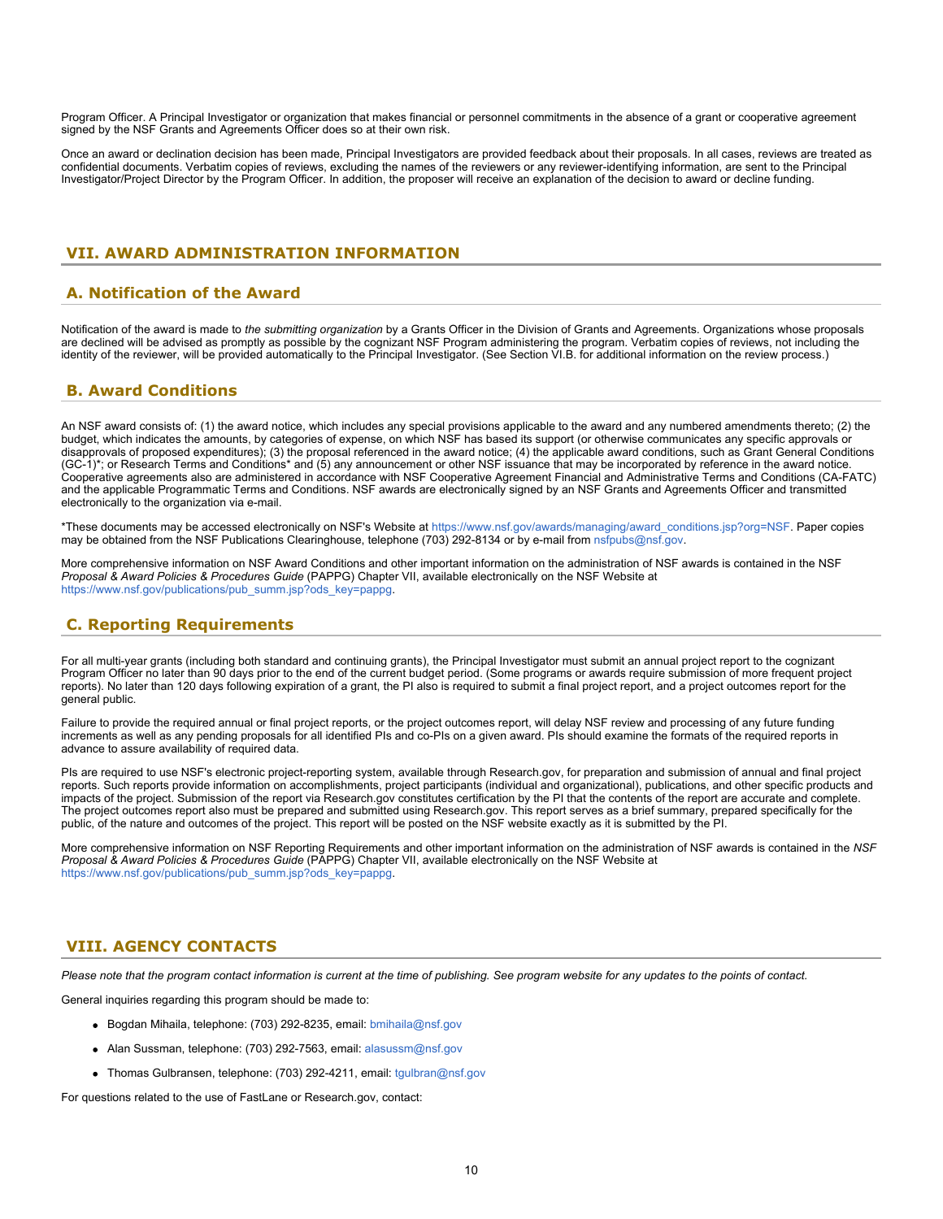Program Officer. A Principal Investigator or organization that makes financial or personnel commitments in the absence of a grant or cooperative agreement signed by the NSF Grants and Agreements Officer does so at their own risk.

Once an award or declination decision has been made, Principal Investigators are provided feedback about their proposals. In all cases, reviews are treated as confidential documents. Verbatim copies of reviews, excluding the names of the reviewers or any reviewer-identifying information, are sent to the Principal Investigator/Project Director by the Program Officer. In addition, the proposer will receive an explanation of the decision to award or decline funding.

## VII. AWARD ADMINISTRATION INFORMATION

### A. Notification of the Award

Notification of the award is made to *the submitting organization* by a Grants Officer in the Division of Grants and Agreements. Organizations whose proposals are declined will be advised as promptly as possible by the cognizant NSF Program administering the program. Verbatim copies of reviews, not including the identity of the reviewer, will be provided automatically to the Principal Investigator. (See Section VI.B. for additional information on the review process.)

### B. Award Conditions

An NSF award consists of: (1) the award notice, which includes any special provisions applicable to the award and any numbered amendments thereto; (2) the budget, which indicates the amounts, by categories of expense, on which NSF has based its support (or otherwise communicates any specific approvals or disapprovals of proposed expenditures); (3) the proposal referenced in the award notice; (4) the applicable award conditions, such as Grant General Conditions (GC-1)*; or Research Terms and Conditions* and (5) any announcement or other NSF issuance that may be incorporated by reference in the award notice. Cooperative agreements also are administered in accordance with NSF Cooperative Agreement Financial and Administrative Terms and Conditions (CA-FATC) and the applicable Programmatic Terms and Conditions. NSF awards are electronically signed by an NSF Grants and Agreements Officer and transmitted electronically to the organization via e-mail.

*These documents may be accessed electronically on NSF's Website at https://www.nsf.gov/awards/managing/award_conditions.jsp?org=NSF. Paper copies may be obtained from the NSF Publications Clearinghouse, telephone (703) 292-8134 or by e-mail from nsfpubs@nsf.gov.

More comprehensive information on NSF Award Conditions and other important information on the administration of NSF awards is contained in the NSF *Proposal & Award Policies & Procedures Guide* (PAPPG) Chapter VII, available electronically on the NSF Website at https://www.nsf.gov/publications/pub_summ.jsp?ods_key=pappg.

### C. Reporting Requirements

For all multi-year grants (including both standard and continuing grants), the Principal Investigator must submit an annual project report to the cognizant Program Officer no later than 90 days prior to the end of the current budget period. (Some programs or awards require submission of more frequent project reports). No later than 120 days following expiration of a grant, the PI also is required to submit a final project report, and a project outcomes report for the general public.

Failure to provide the required annual or final project reports, or the project outcomes report, will delay NSF review and processing of any future funding increments as well as any pending proposals for all identified PIs and co-PIs on a given award. PIs should examine the formats of the required reports in advance to assure availability of required data.

PIs are required to use NSF's electronic project-reporting system, available through Research.gov, for preparation and submission of annual and final project reports. Such reports provide information on accomplishments, project participants (individual and organizational), publications, and other specific products and impacts of the project. Submission of the report via Research.gov constitutes certification by the PI that the contents of the report are accurate and complete. The project outcomes report also must be prepared and submitted using Research.gov. This report serves as a brief summary, prepared specifically for the public, of the nature and outcomes of the project. This report will be posted on the NSF website exactly as it is submitted by the PI.

More comprehensive information on NSF Reporting Requirements and other important information on the administration of NSF awards is contained in the *NSF Proposal & Award Policies & Procedures Guide* (PAPPG) Chapter VII, available electronically on the NSF Website at https://www.nsf.gov/publications/pub_summ.jsp?ods_key=pappg.

## VIII. AGENCY CONTACTS

*Please note that the program contact information is current at the time of publishing. See program website for any updates to the points of contact.*

General inquiries regarding this program should be made to:

- Bogdan Mihaila, telephone: (703) 292-8235, email: bmihaila@nsf.gov
- Alan Sussman, telephone: (703) 292-7563, email: alasussm@nsf.gov
- Thomas Gulbransen, telephone: (703) 292-4211, email: tgulbran@nsf.gov

For questions related to the use of FastLane or Research.gov, contact: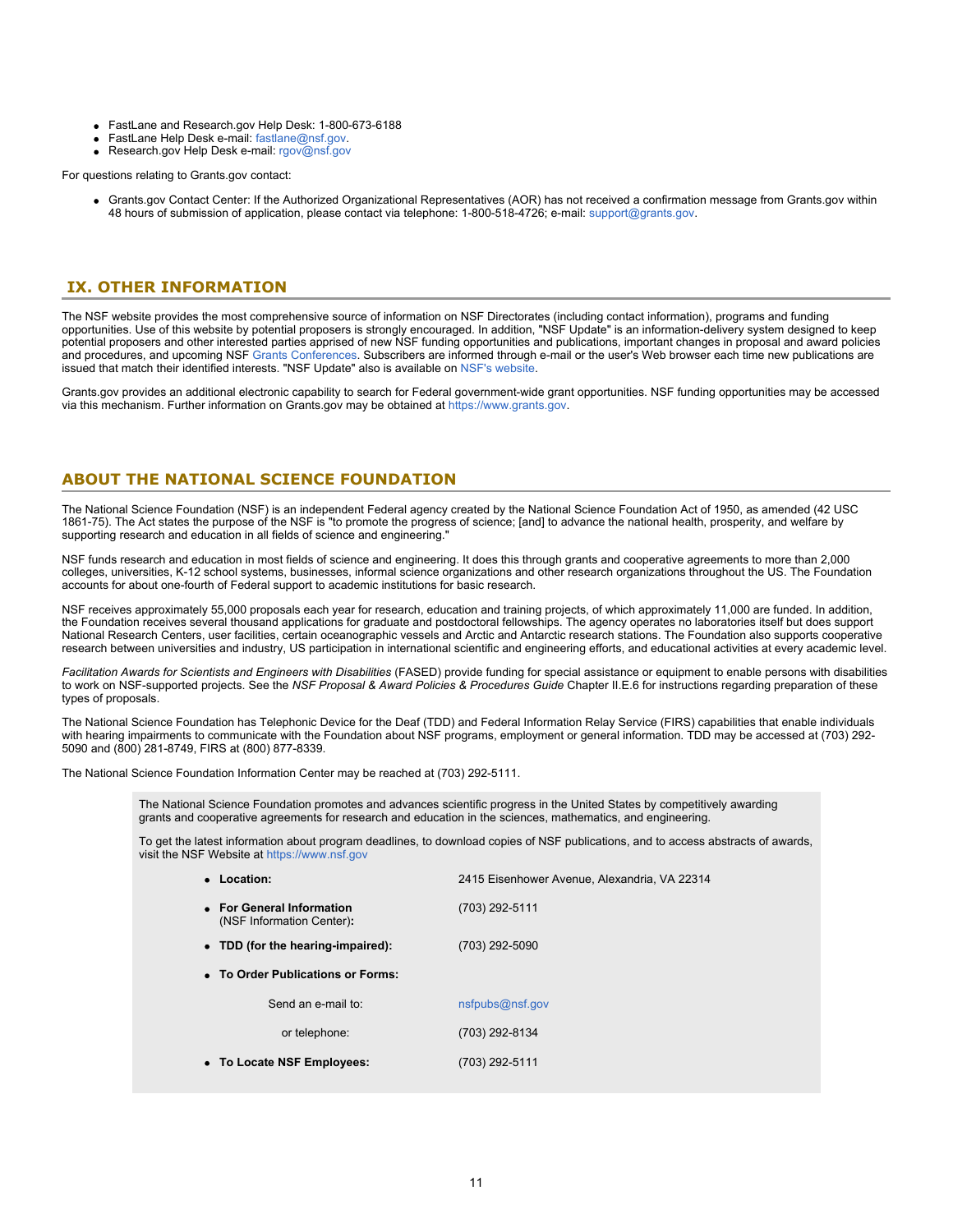- FastLane and Research.gov Help Desk: 1-800-673-6188
- FastLane Help Desk e-mail: fastlane@nsf.gov.
- Research.gov Help Desk e-mail: rgov@nsf.gov

For questions relating to Grants.gov contact:

- Grants.gov Contact Center: If the Authorized Organizational Representatives (AOR) has not received a confirmation message from Grants.gov within 48 hours of submission of application, please contact via telephone: 1-800-518-4726; e-mail: support@grants.gov.

## IX. OTHER INFORMATION

The NSF website provides the most comprehensive source of information on NSF Directorates (including contact information), programs and funding opportunities. Use of this website by potential proposers is strongly encouraged. In addition, "NSF Update" is an information-delivery system designed to keep potential proposers and other interested parties apprised of new NSF funding opportunities and publications, important changes in proposal and award policies and procedures, and upcoming NSF Grants Conferences. Subscribers are informed through e-mail or the user's Web browser each time new publications are issued that match their identified interests. "NSF Update" also is available on NSF's website.

Grants.gov provides an additional electronic capability to search for Federal government-wide grant opportunities. NSF funding opportunities may be accessed via this mechanism. Further information on Grants.gov may be obtained at https://www.grants.gov.

## ABOUT THE NATIONAL SCIENCE FOUNDATION

The National Science Foundation (NSF) is an independent Federal agency created by the National Science Foundation Act of 1950, as amended (42 USC 1861-75). The Act states the purpose of the NSF is "to promote the progress of science; [and] to advance the national health, prosperity, and welfare by supporting research and education in all fields of science and engineering."

NSF funds research and education in most fields of science and engineering. It does this through grants and cooperative agreements to more than 2,000 colleges, universities, K-12 school systems, businesses, informal science organizations and other research organizations throughout the US. The Foundation accounts for about one-fourth of Federal support to academic institutions for basic research.

NSF receives approximately 55,000 proposals each year for research, education and training projects, of which approximately 11,000 are funded. In addition, the Foundation receives several thousand applications for graduate and postdoctoral fellowships. The agency operates no laboratories itself but does support National Research Centers, user facilities, certain oceanographic vessels and Arctic and Antarctic research stations. The Foundation also supports cooperative research between universities and industry, US participation in international scientific and engineering efforts, and educational activities at every academic level.

*Facilitation Awards for Scientists and Engineers with Disabilities* (FASED) provide funding for special assistance or equipment to enable persons with disabilities to work on NSF-supported projects. See the *NSF Proposal & Award Policies & Procedures Guide* Chapter II.E.6 for instructions regarding preparation of these types of proposals.

The National Science Foundation has Telephonic Device for the Deaf (TDD) and Federal Information Relay Service (FIRS) capabilities that enable individuals with hearing impairments to communicate with the Foundation about NSF programs, employment or general information. TDD may be accessed at (703) 292-5090 and (800) 281-8749, FIRS at (800) 877-8339.

The National Science Foundation Information Center may be reached at (703) 292-5111.

The National Science Foundation promotes and advances scientific progress in the United States by competitively awarding grants and cooperative agreements for research and education in the sciences, mathematics, and engineering.

To get the latest information about program deadlines, to download copies of NSF publications, and to access abstracts of awards, visit the NSF Website at https://www.nsf.gov

- **Location:** 2415 Eisenhower Avenue, Alexandria, VA 22314
- **For General Information** (NSF Information Center)**:** (703) 292-5111
- **TDD (for the hearing-impaired):** (703) 292-5090
- **To Order Publications or Forms:**
  - Send an e-mail to: nsfpubs@nsf.gov
  - or telephone: (703) 292-8134
- **To Locate NSF Employees:** (703) 292-5111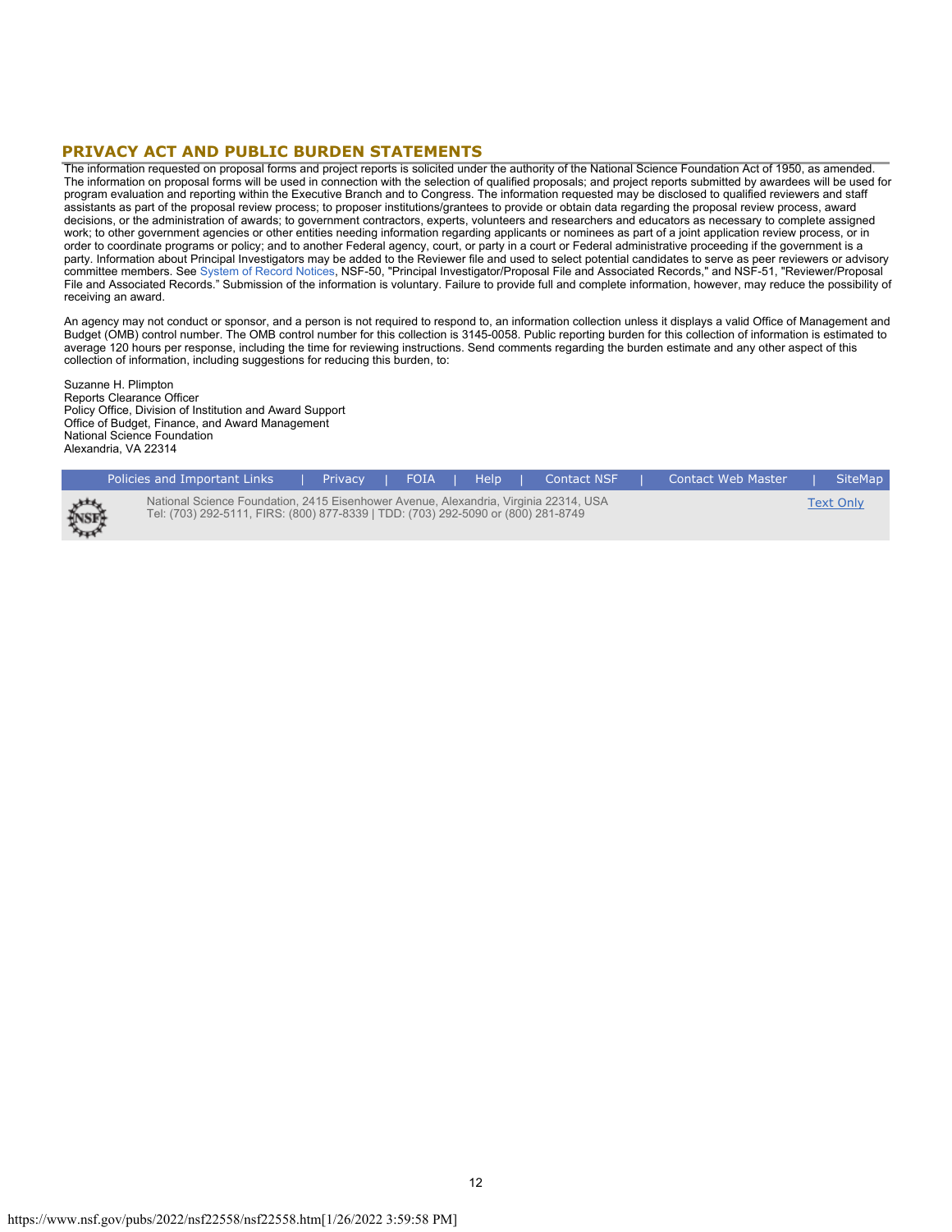## PRIVACY ACT AND PUBLIC BURDEN STATEMENTS

The information requested on proposal forms and project reports is solicited under the authority of the National Science Foundation Act of 1950, as amended. The information on proposal forms will be used in connection with the selection of qualified proposals; and project reports submitted by awardees will be used for program evaluation and reporting within the Executive Branch and to Congress. The information requested may be disclosed to qualified reviewers and staff assistants as part of the proposal review process; to proposer institutions/grantees to provide or obtain data regarding the proposal review process, award decisions, or the administration of awards; to government contractors, experts, volunteers and researchers and educators as necessary to complete assigned work; to other government agencies or other entities needing information regarding applicants or nominees as part of a joint application review process, or in order to coordinate programs or policy; and to another Federal agency, court, or party in a court or Federal administrative proceeding if the government is a party. Information about Principal Investigators may be added to the Reviewer file and used to select potential candidates to serve as peer reviewers or advisory committee members. See System of Record Notices, NSF-50, "Principal Investigator/Proposal File and Associated Records," and NSF-51, "Reviewer/Proposal File and Associated Records." Submission of the information is voluntary. Failure to provide full and complete information, however, may reduce the possibility of receiving an award.

An agency may not conduct or sponsor, and a person is not required to respond to, an information collection unless it displays a valid Office of Management and Budget (OMB) control number. The OMB control number for this collection is 3145-0058. Public reporting burden for this collection of information is estimated to average 120 hours per response, including the time for reviewing instructions. Send comments regarding the burden estimate and any other aspect of this collection of information, including suggestions for reducing this burden, to:

Suzanne H. Plimpton
Reports Clearance Officer
Policy Office, Division of Institution and Award Support
Office of Budget, Finance, and Award Management
National Science Foundation
Alexandria, VA 22314

Policies and Important Links | Privacy | FOIA | Help | Contact NSF | Contact Web Master | SiteMap

National Science Foundation, 2415 Eisenhower Avenue, Alexandria, Virginia 22314, USA
Tel: (703) 292-5111, FIRS: (800) 877-8339 | TDD: (703) 292-5090 or (800) 281-8749

Text Only